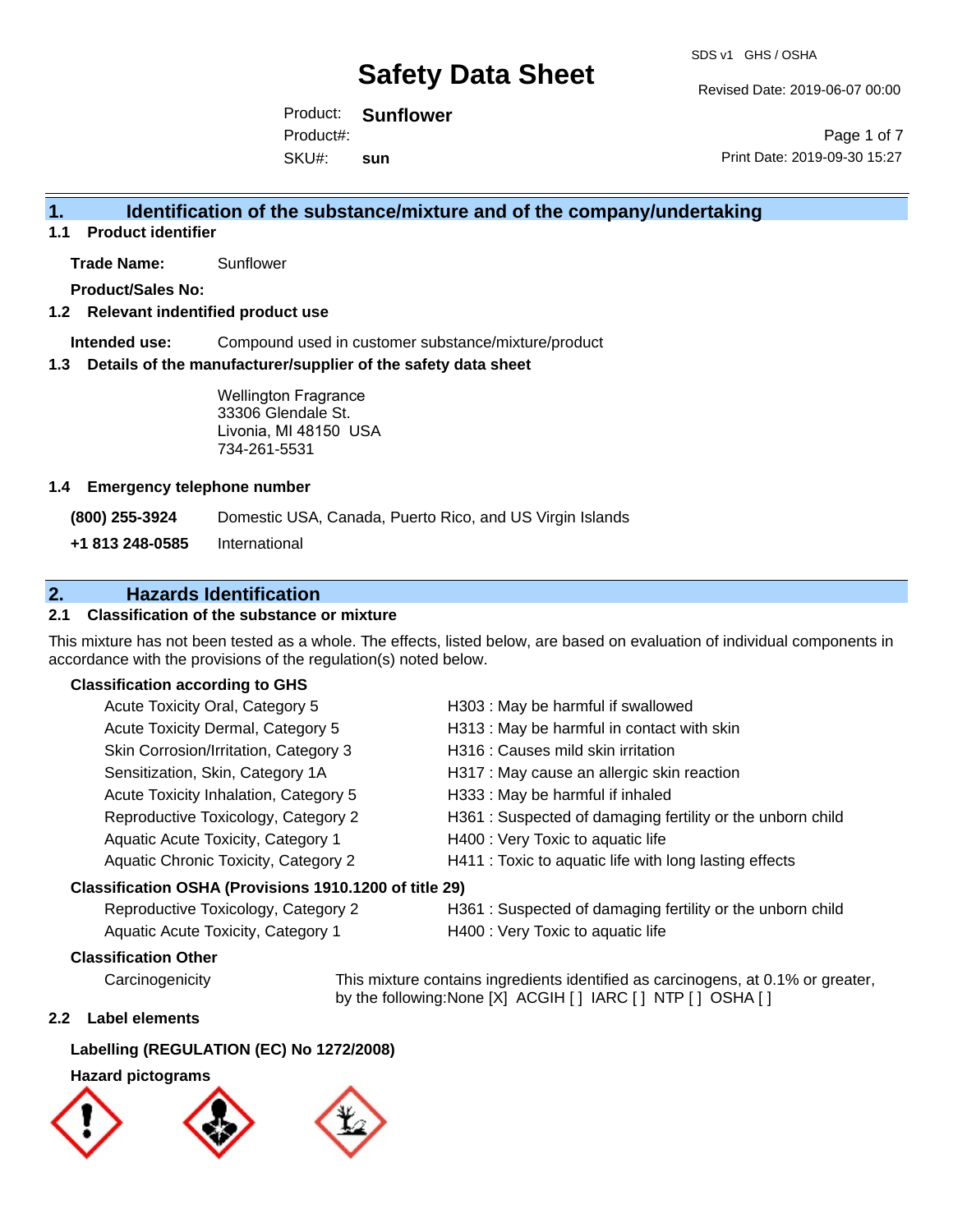# Safety Data Sheet

SDS v1 GHS / OSHA

Revised Date: 2019-06-07 00:00

Print Date: 2019-09-30 15:27

Product: **Sunflower**

Product#:

SKU#: **sun**

## 1. Identification of the substance/mixture and of the company/undertaking

### 1.1 Product identifier

**Trade Name:** Sunflower

**Product/Sales No:**

### 1.2 Relevant indentified product use

**Intended use:** Compound used in customer substance/mixture/product

### 1.3 Details of the manufacturer/supplier of the safety data sheet

Wellington Fragrance
33306 Glendale St.
Livonia, MI 48150 USA
734-261-5531

### 1.4 Emergency telephone number

**(800) 255-3924** Domestic USA, Canada, Puerto Rico, and US Virgin Islands

**+1 813 248-0585** International

## 2. Hazards Identification

### 2.1 Classification of the substance or mixture

This mixture has not been tested as a whole. The effects, listed below, are based on evaluation of individual components in accordance with the provisions of the regulation(s) noted below.

**Classification according to GHS**

| | |
|---|---|
| Acute Toxicity Oral, Category 5 | H303 : May be harmful if swallowed |
| Acute Toxicity Dermal, Category 5 | H313 : May be harmful in contact with skin |
| Skin Corrosion/Irritation, Category 3 | H316 : Causes mild skin irritation |
| Sensitization, Skin, Category 1A | H317 : May cause an allergic skin reaction |
| Acute Toxicity Inhalation, Category 5 | H333 : May be harmful if inhaled |
| Reproductive Toxicology, Category 2 | H361 : Suspected of damaging fertility or the unborn child |
| Aquatic Acute Toxicity, Category 1 | H400 : Very Toxic to aquatic life |
| Aquatic Chronic Toxicity, Category 2 | H411 : Toxic to aquatic life with long lasting effects |

**Classification OSHA (Provisions 1910.1200 of title 29)**

| | |
|---|---|
| Reproductive Toxicology, Category 2 | H361 : Suspected of damaging fertility or the unborn child |
| Aquatic Acute Toxicity, Category 1 | H400 : Very Toxic to aquatic life |

**Classification Other**

Carcinogenicity — This mixture contains ingredients identified as carcinogens, at 0.1% or greater, by the following:None [X] ACGIH [ ] IARC [ ] NTP [ ] OSHA [ ]

### 2.2 Label elements

**Labelling (REGULATION (EC) No 1272/2008)**

**Hazard pictograms**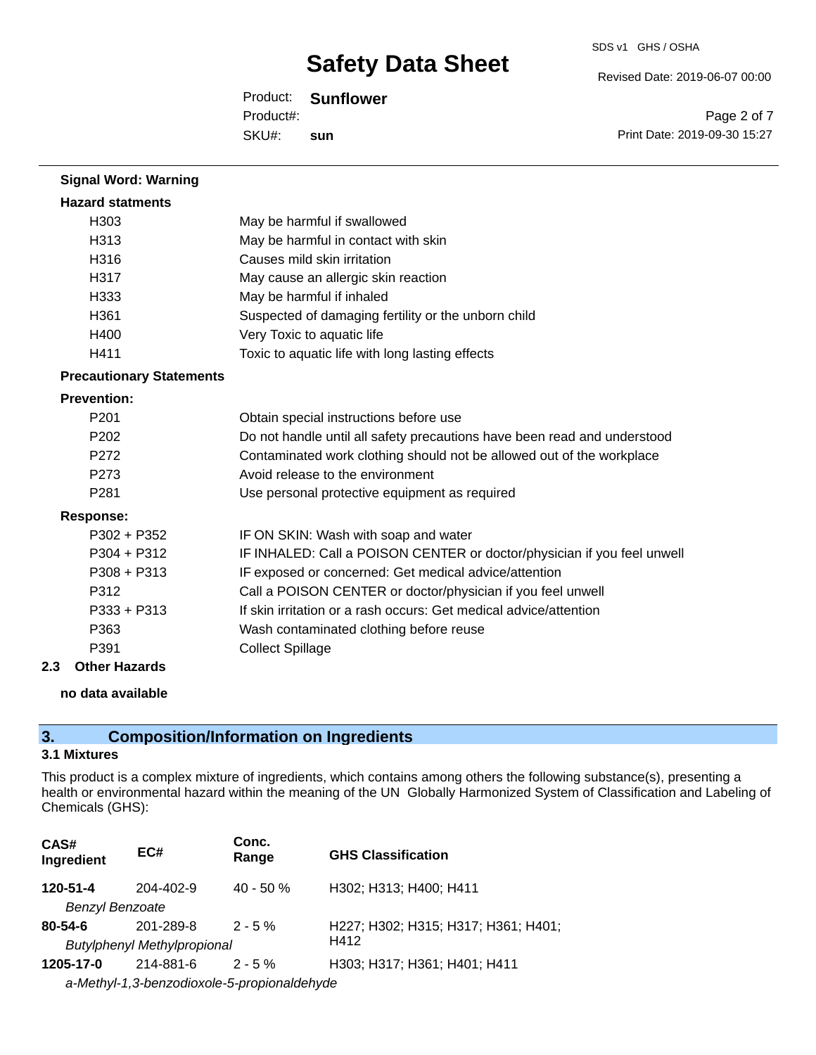**Signal Word: Warning**

**Hazard statments**

| | |
|---|---|
| H303 | May be harmful if swallowed |
| H313 | May be harmful in contact with skin |
| H316 | Causes mild skin irritation |
| H317 | May cause an allergic skin reaction |
| H333 | May be harmful if inhaled |
| H361 | Suspected of damaging fertility or the unborn child |
| H400 | Very Toxic to aquatic life |
| H411 | Toxic to aquatic life with long lasting effects |

**Precautionary Statements**

**Prevention:**

| | |
|---|---|
| P201 | Obtain special instructions before use |
| P202 | Do not handle until all safety precautions have been read and understood |
| P272 | Contaminated work clothing should not be allowed out of the workplace |
| P273 | Avoid release to the environment |
| P281 | Use personal protective equipment as required |

**Response:**

| | |
|---|---|
| P302 + P352 | IF ON SKIN: Wash with soap and water |
| P304 + P312 | IF INHALED: Call a POISON CENTER or doctor/physician if you feel unwell |
| P308 + P313 | IF exposed or concerned: Get medical advice/attention |
| P312 | Call a POISON CENTER or doctor/physician if you feel unwell |
| P333 + P313 | If skin irritation or a rash occurs: Get medical advice/attention |
| P363 | Wash contaminated clothing before reuse |
| P391 | Collect Spillage |

### 2.3 Other Hazards

**no data available**

## 3. Composition/Information on Ingredients

### 3.1 Mixtures

This product is a complex mixture of ingredients, which contains among others the following substance(s), presenting a health or environmental hazard within the meaning of the UN Globally Harmonized System of Classification and Labeling of Chemicals (GHS):

| CAS# Ingredient | EC# | Conc. Range | GHS Classification |
|---|---|---|---|
| **120-51-4** | 204-402-9 | 40 - 50 % | H302; H313; H400; H411 |
| *Benzyl Benzoate* | | | |
| **80-54-6** | 201-289-8 | 2 - 5 % | H227; H302; H315; H317; H361; H401; H412 |
| *Butylphenyl Methylpropional* | | | |
| **1205-17-0** | 214-881-6 | 2 - 5 % | H303; H317; H361; H401; H411 |
| *a-Methyl-1,3-benzodioxole-5-propionaldehyde* | | | |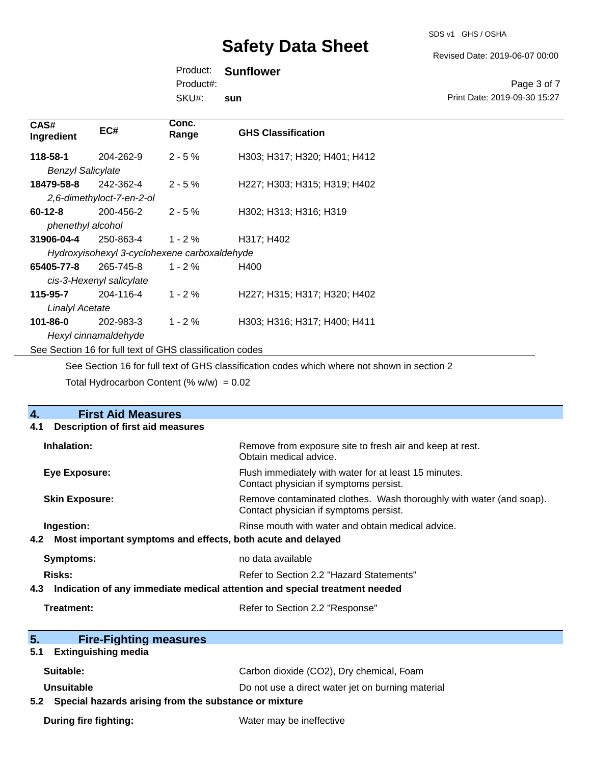| CAS# Ingredient | EC# | Conc. Range | GHS Classification |
|---|---|---|---|
| **118-58-1** *Benzyl Salicylate* | 204-262-9 | 2 - 5 % | H303; H317; H320; H401; H412 |
| **18479-58-8** *2,6-dimethyloct-7-en-2-ol* | 242-362-4 | 2 - 5 % | H227; H303; H315; H319; H402 |
| **60-12-8** *phenethyl alcohol* | 200-456-2 | 2 - 5 % | H302; H313; H316; H319 |
| **31906-04-4** *Hydroxyisohexyl 3-cyclohexene carboxaldehyde* | 250-863-4 | 1 - 2 % | H317; H402 |
| **65405-77-8** *cis-3-Hexenyl salicylate* | 265-745-8 | 1 - 2 % | H400 |
| **115-95-7** *Linalyl Acetate* | 204-116-4 | 1 - 2 % | H227; H315; H317; H320; H402 |
| **101-86-0** *Hexyl cinnamaldehyde* | 202-983-3 | 1 - 2 % | H303; H316; H317; H400; H411 |

See Section 16 for full text of GHS classification codes

See Section 16 for full text of GHS classification codes which where not shown in section 2

Total Hydrocarbon Content (% w/w) = 0.02

## 4. First Aid Measures

### 4.1 Description of first aid measures

**Inhalation:** Remove from exposure site to fresh air and keep at rest. Obtain medical advice.

**Eye Exposure:** Flush immediately with water for at least 15 minutes. Contact physician if symptoms persist.

**Skin Exposure:** Remove contaminated clothes. Wash thoroughly with water (and soap). Contact physician if symptoms persist.

**Ingestion:** Rinse mouth with water and obtain medical advice.

### 4.2 Most important symptoms and effects, both acute and delayed

**Symptoms:** no data available

**Risks:** Refer to Section 2.2 "Hazard Statements"

### 4.3 Indication of any immediate medical attention and special treatment needed

**Treatment:** Refer to Section 2.2 "Response"

## 5. Fire-Fighting measures

### 5.1 Extinguishing media

**Suitable:** Carbon dioxide ($CO_2$), Dry chemical, Foam

**Unsuitable** Do not use a direct water jet on burning material

### 5.2 Special hazards arising from the substance or mixture

**During fire fighting:** Water may be ineffective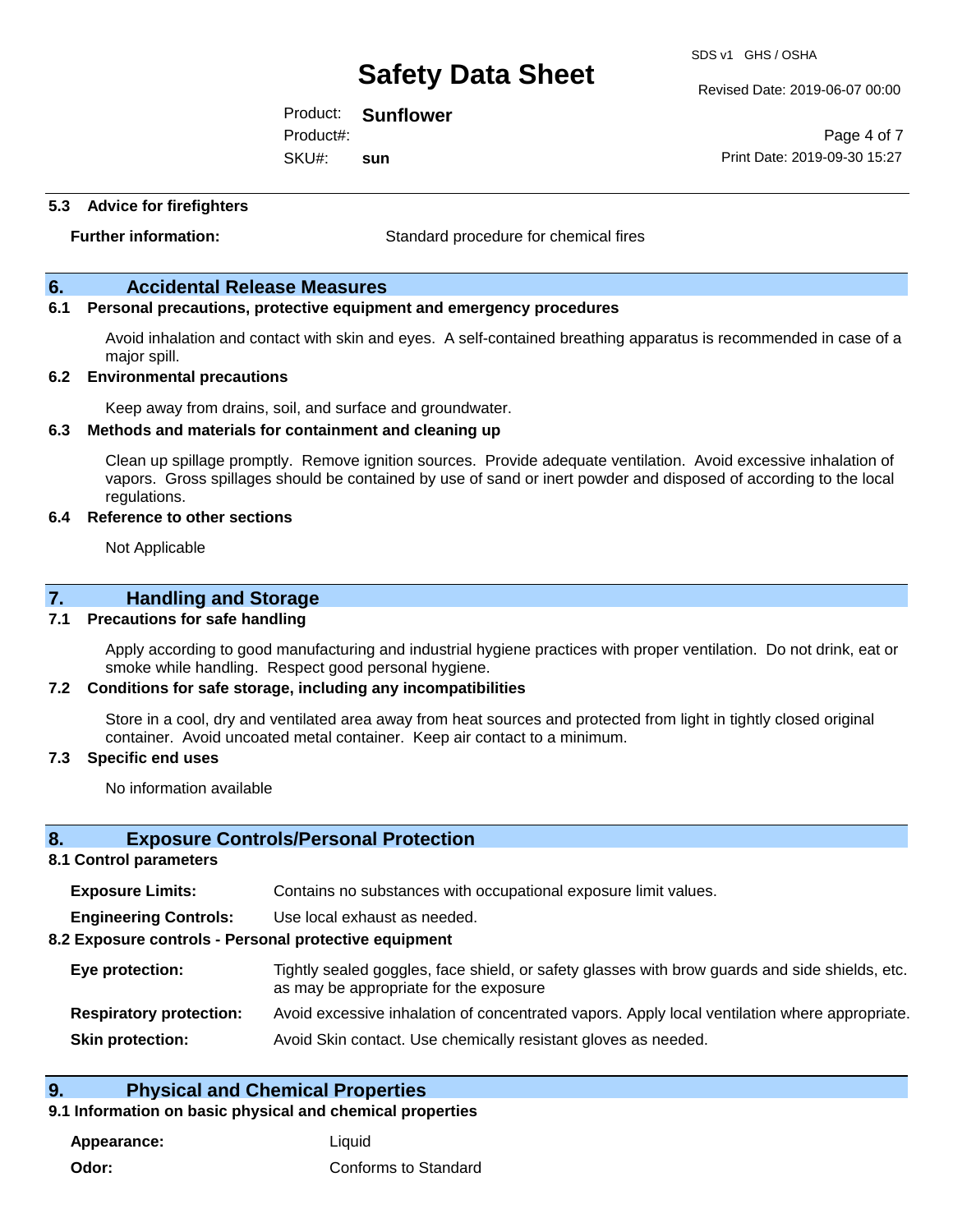### 5.3 Advice for firefighters

**Further information:** Standard procedure for chemical fires

## 6. Accidental Release Measures

### 6.1 Personal precautions, protective equipment and emergency procedures

Avoid inhalation and contact with skin and eyes. A self-contained breathing apparatus is recommended in case of a major spill.

### 6.2 Environmental precautions

Keep away from drains, soil, and surface and groundwater.

### 6.3 Methods and materials for containment and cleaning up

Clean up spillage promptly. Remove ignition sources. Provide adequate ventilation. Avoid excessive inhalation of vapors. Gross spillages should be contained by use of sand or inert powder and disposed of according to the local regulations.

### 6.4 Reference to other sections

Not Applicable

## 7. Handling and Storage

### 7.1 Precautions for safe handling

Apply according to good manufacturing and industrial hygiene practices with proper ventilation. Do not drink, eat or smoke while handling. Respect good personal hygiene.

### 7.2 Conditions for safe storage, including any incompatibilities

Store in a cool, dry and ventilated area away from heat sources and protected from light in tightly closed original container. Avoid uncoated metal container. Keep air contact to a minimum.

### 7.3 Specific end uses

No information available

## 8. Exposure Controls/Personal Protection

### 8.1 Control parameters

**Exposure Limits:** Contains no substances with occupational exposure limit values.

**Engineering Controls:** Use local exhaust as needed.

### 8.2 Exposure controls - Personal protective equipment

**Eye protection:** Tightly sealed goggles, face shield, or safety glasses with brow guards and side shields, etc. as may be appropriate for the exposure

**Respiratory protection:** Avoid excessive inhalation of concentrated vapors. Apply local ventilation where appropriate.

**Skin protection:** Avoid Skin contact. Use chemically resistant gloves as needed.

## 9. Physical and Chemical Properties

### 9.1 Information on basic physical and chemical properties

**Appearance:** Liquid

**Odor:** Conforms to Standard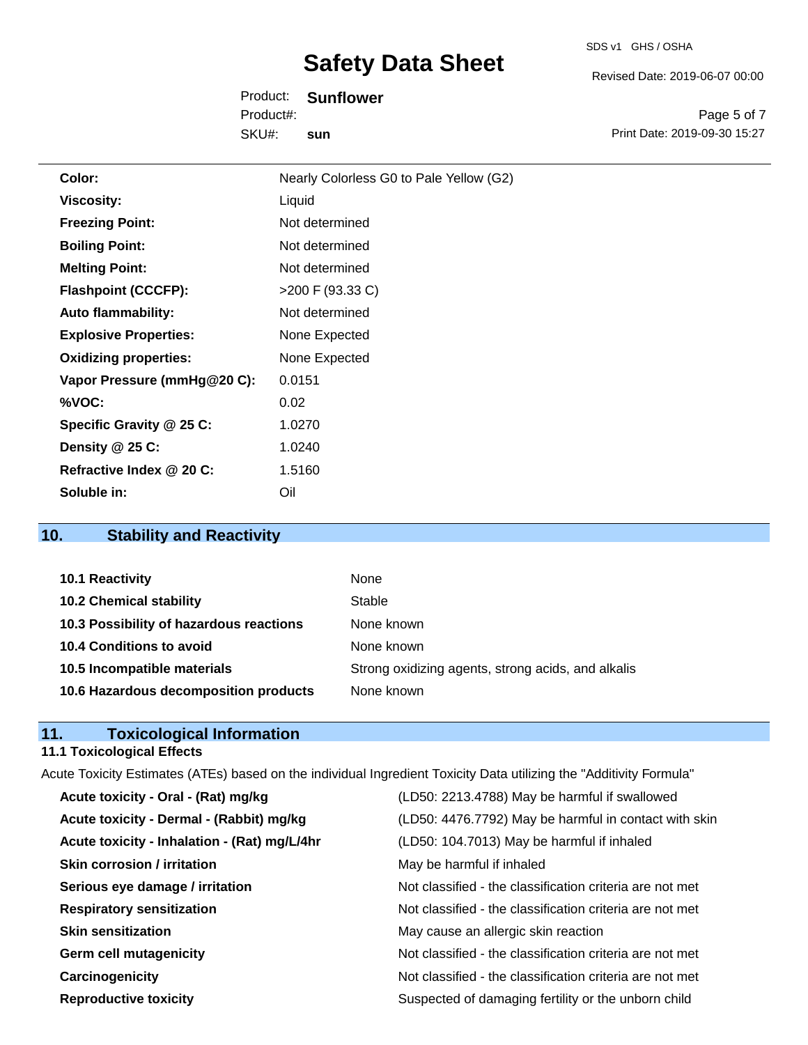| | |
|---|---|
| **Color:** | Nearly Colorless G0 to Pale Yellow (G2) |
| **Viscosity:** | Liquid |
| **Freezing Point:** | Not determined |
| **Boiling Point:** | Not determined |
| **Melting Point:** | Not determined |
| **Flashpoint (CCCFP):** | >200 F (93.33 C) |
| **Auto flammability:** | Not determined |
| **Explosive Properties:** | None Expected |
| **Oxidizing properties:** | None Expected |
| **Vapor Pressure (mmHg@20 C):** | 0.0151 |
| **%VOC:** | 0.02 |
| **Specific Gravity @ 25 C:** | 1.0270 |
| **Density @ 25 C:** | 1.0240 |
| **Refractive Index @ 20 C:** | 1.5160 |
| **Soluble in:** | Oil |

## 10. Stability and Reactivity

| | |
|---|---|
| **10.1 Reactivity** | None |
| **10.2 Chemical stability** | Stable |
| **10.3 Possibility of hazardous reactions** | None known |
| **10.4 Conditions to avoid** | None known |
| **10.5 Incompatible materials** | Strong oxidizing agents, strong acids, and alkalis |
| **10.6 Hazardous decomposition products** | None known |

## 11. Toxicological Information

### 11.1 Toxicological Effects

Acute Toxicity Estimates (ATEs) based on the individual Ingredient Toxicity Data utilizing the "Additivity Formula"

| | |
|---|---|
| **Acute toxicity - Oral - (Rat) mg/kg** | (LD50: 2213.4788) May be harmful if swallowed |
| **Acute toxicity - Dermal - (Rabbit) mg/kg** | (LD50: 4476.7792) May be harmful in contact with skin |
| **Acute toxicity - Inhalation - (Rat) mg/L/4hr** | (LD50: 104.7013) May be harmful if inhaled |
| **Skin corrosion / irritation** | May be harmful if inhaled |
| **Serious eye damage / irritation** | Not classified - the classification criteria are not met |
| **Respiratory sensitization** | Not classified - the classification criteria are not met |
| **Skin sensitization** | May cause an allergic skin reaction |
| **Germ cell mutagenicity** | Not classified - the classification criteria are not met |
| **Carcinogenicity** | Not classified - the classification criteria are not met |
| **Reproductive toxicity** | Suspected of damaging fertility or the unborn child |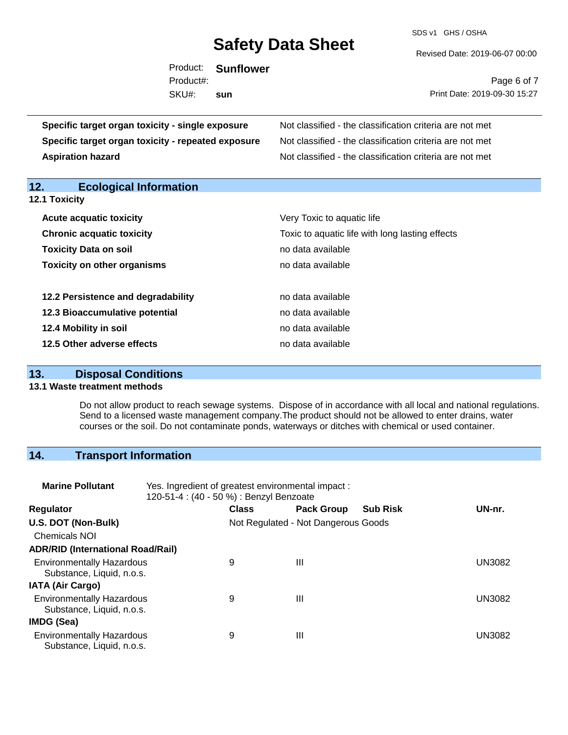| | |
|---|---|
| **Specific target organ toxicity - single exposure** | Not classified - the classification criteria are not met |
| **Specific target organ toxicity - repeated exposure** | Not classified - the classification criteria are not met |
| **Aspiration hazard** | Not classified - the classification criteria are not met |

## 12. Ecological Information

### 12.1 Toxicity

| | |
|---|---|
| **Acute acquatic toxicity** | Very Toxic to aquatic life |
| **Chronic acquatic toxicity** | Toxic to aquatic life with long lasting effects |
| **Toxicity Data on soil** | no data available |
| **Toxicity on other organisms** | no data available |

| | |
|---|---|
| **12.2 Persistence and degradability** | no data available |
| **12.3 Bioaccumulative potential** | no data available |
| **12.4 Mobility in soil** | no data available |
| **12.5 Other adverse effects** | no data available |

## 13. Disposal Conditions

### 13.1 Waste treatment methods

Do not allow product to reach sewage systems. Dispose of in accordance with all local and national regulations. Send to a licensed waste management company.The product should not be allowed to enter drains, water courses or the soil. Do not contaminate ponds, waterways or ditches with chemical or used container.

## 14. Transport Information

**Marine Pollutant** Yes. Ingredient of greatest environmental impact : 120-51-4 : (40 - 50 %) : Benzyl Benzoate

| Regulator | Class | Pack Group | Sub Risk | UN-nr. |
|---|---|---|---|---|
| **U.S. DOT (Non-Bulk)** | Not Regulated - Not Dangerous Goods | | | |
| Chemicals NOI | | | | |
| **ADR/RID (International Road/Rail)** | | | | |
| Environmentally Hazardous Substance, Liquid, n.o.s. | 9 | III | | UN3082 |
| **IATA (Air Cargo)** | | | | |
| Environmentally Hazardous Substance, Liquid, n.o.s. | 9 | III | | UN3082 |
| **IMDG (Sea)** | | | | |
| Environmentally Hazardous Substance, Liquid, n.o.s. | 9 | III | | UN3082 |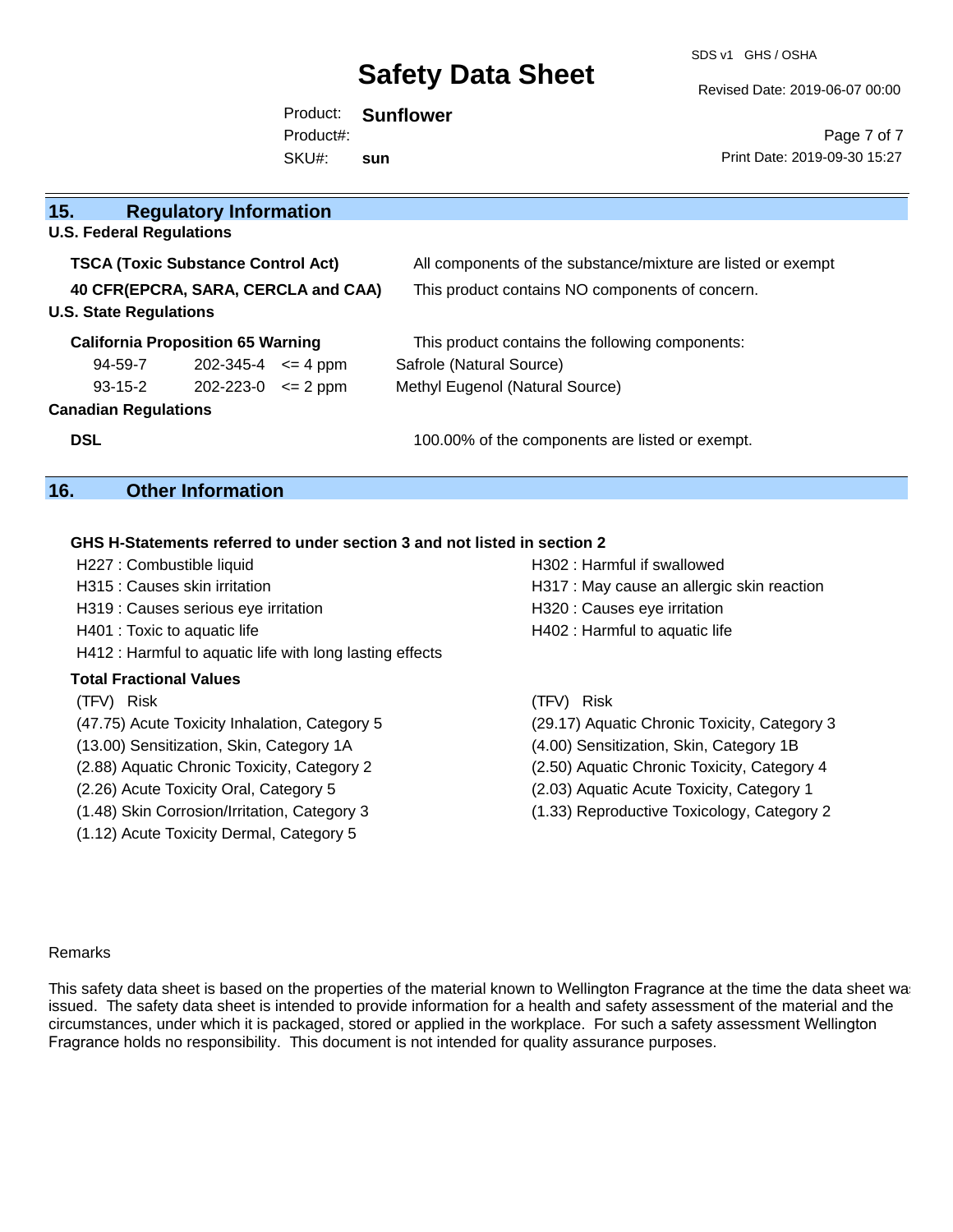## 15. Regulatory Information

**U.S. Federal Regulations**

| | |
|---|---|
| **TSCA (Toxic Substance Control Act)** | All components of the substance/mixture are listed or exempt |
| **40 CFR(EPCRA, SARA, CERCLA and CAA)** | This product contains NO components of concern. |

**U.S. State Regulations**

**California Proposition 65 Warning** — This product contains the following components:

| | | | |
|---|---|---|---|
| 94-59-7 | 202-345-4 | <= 4 ppm | Safrole (Natural Source) |
| 93-15-2 | 202-223-0 | <= 2 ppm | Methyl Eugenol (Natural Source) |

**Canadian Regulations**

**DSL** — 100.00% of the components are listed or exempt.

## 16. Other Information

**GHS H-Statements referred to under section 3 and not listed in section 2**

- H227 : Combustible liquid
- H315 : Causes skin irritation
- H319 : Causes serious eye irritation
- H401 : Toxic to aquatic life
- H412 : Harmful to aquatic life with long lasting effects
- H302 : Harmful if swallowed
- H317 : May cause an allergic skin reaction
- H320 : Causes eye irritation
- H402 : Harmful to aquatic life

**Total Fractional Values**

| (TFV) | Risk | (TFV) | Risk |
|---|---|---|---|
| (47.75) | Acute Toxicity Inhalation, Category 5 | (29.17) | Aquatic Chronic Toxicity, Category 3 |
| (13.00) | Sensitization, Skin, Category 1A | (4.00) | Sensitization, Skin, Category 1B |
| (2.88) | Aquatic Chronic Toxicity, Category 2 | (2.50) | Aquatic Chronic Toxicity, Category 4 |
| (2.26) | Acute Toxicity Oral, Category 5 | (2.03) | Aquatic Acute Toxicity, Category 1 |
| (1.48) | Skin Corrosion/Irritation, Category 3 | (1.33) | Reproductive Toxicology, Category 2 |
| (1.12) | Acute Toxicity Dermal, Category 5 | | |

Remarks

This safety data sheet is based on the properties of the material known to Wellington Fragrance at the time the data sheet was issued. The safety data sheet is intended to provide information for a health and safety assessment of the material and the circumstances, under which it is packaged, stored or applied in the workplace. For such a safety assessment Wellington Fragrance holds no responsibility. This document is not intended for quality assurance purposes.